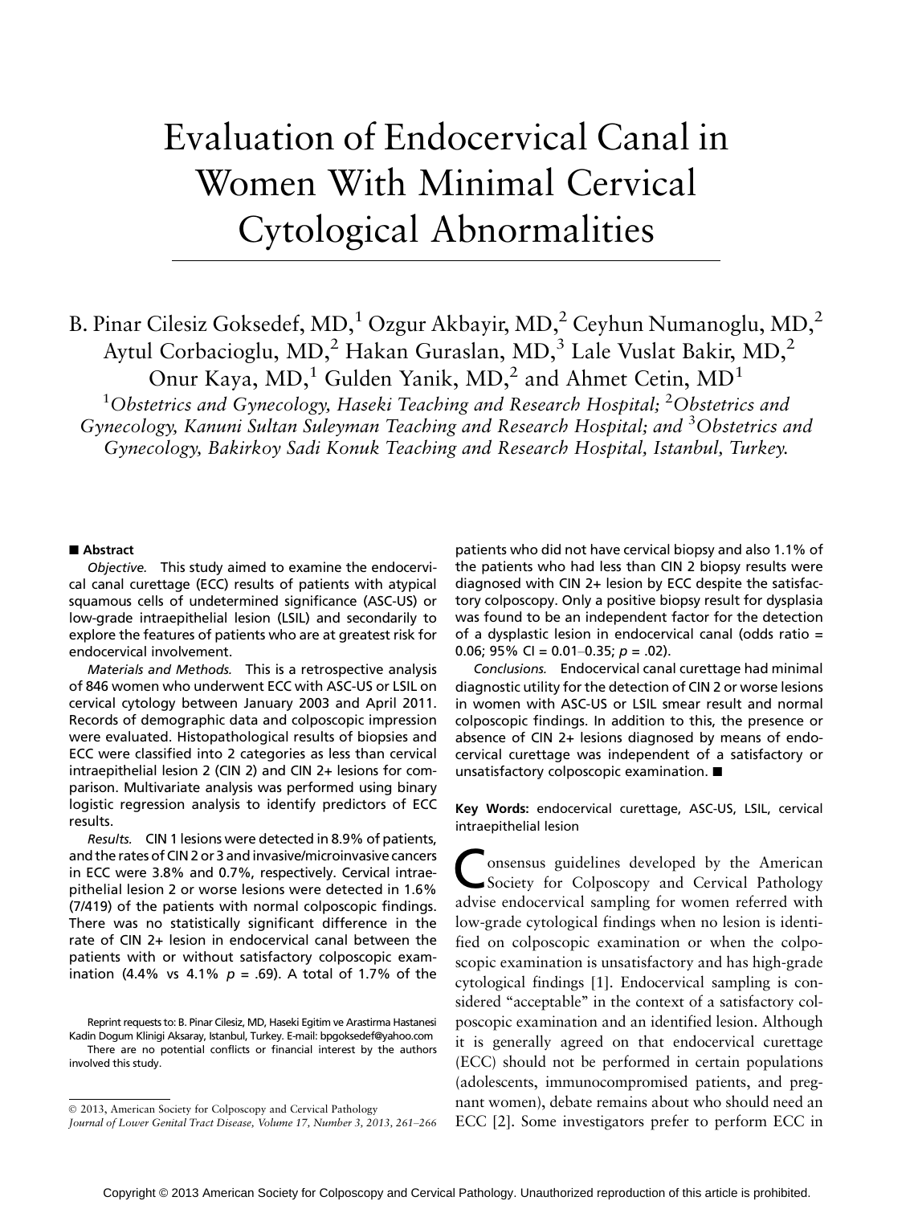# Evaluation of Endocervical Canal in Women With Minimal Cervical Cytological Abnormalities

B. Pinar Cilesiz Goksedef, MD,[1] Ozgur Akbayir, MD,[2] Ceyhun Numanoglu, MD,[2] Aytul Corbacioglu, MD,[2] Hakan Guraslan, MD,[3] Lale Vuslat Bakir, MD,[2] Onur Kaya, MD,[1] Gulden Yanik, MD,[2] and Ahmet Cetin, MD[1]

[1]*Obstetrics and Gynecology, Haseki Teaching and Research Hospital;* [2]*Obstetrics and Gynecology, Kanuni Sultan Suleyman Teaching and Research Hospital; and* [3]*Obstetrics and Gynecology, Bakirkoy Sadi Konuk Teaching and Research Hospital, Istanbul, Turkey.*

## Abstract

*Objective.* This study aimed to examine the endocervical canal curettage (ECC) results of patients with atypical squamous cells of undetermined significance (ASC-US) or low-grade intraepithelial lesion (LSIL) and secondarily to explore the features of patients who are at greatest risk for endocervical involvement.

*Materials and Methods.* This is a retrospective analysis of 846 women who underwent ECC with ASC-US or LSIL on cervical cytology between January 2003 and April 2011. Records of demographic data and colposcopic impression were evaluated. Histopathological results of biopsies and ECC were classified into 2 categories as less than cervical intraepithelial lesion 2 (CIN 2) and CIN 2+ lesions for comparison. Multivariate analysis was performed using binary logistic regression analysis to identify predictors of ECC results.

*Results.* CIN 1 lesions were detected in 8.9% of patients, and the rates of CIN 2 or 3 and invasive/microinvasive cancers in ECC were 3.8% and 0.7%, respectively. Cervical intraepithelial lesion 2 or worse lesions were detected in 1.6% (7/419) of the patients with normal colposcopic findings. There was no statistically significant difference in the rate of CIN 2+ lesion in endocervical canal between the patients with or without satisfactory colposcopic examination (4.4% vs 4.1% $p = .69$). A total of 1.7% of the patients who did not have cervical biopsy and also 1.1% of the patients who had less than CIN 2 biopsy results were diagnosed with CIN 2+ lesion by ECC despite the satisfactory colposcopy. Only a positive biopsy result for dysplasia was found to be an independent factor for the detection of a dysplastic lesion in endocervical canal (odds ratio = 0.06; 95% CI = 0.01–0.35; $p = .02$).

*Conclusions.* Endocervical canal curettage had minimal diagnostic utility for the detection of CIN 2 or worse lesions in women with ASC-US or LSIL smear result and normal colposcopic findings. In addition to this, the presence or absence of CIN 2+ lesions diagnosed by means of endocervical curettage was independent of a satisfactory or unsatisfactory colposcopic examination. ■

**Key Words:** endocervical curettage, ASC-US, LSIL, cervical intraepithelial lesion

Consensus guidelines developed by the American Society for Colposcopy and Cervical Pathology advise endocervical sampling for women referred with low-grade cytological findings when no lesion is identified on colposcopic examination or when the colposcopic examination is unsatisfactory and has high-grade cytological findings [1]. Endocervical sampling is considered "acceptable" in the context of a satisfactory colposcopic examination and an identified lesion. Although it is generally agreed on that endocervical curettage (ECC) should not be performed in certain populations (adolescents, immunocompromised patients, and pregnant women), debate remains about who should need an ECC [2]. Some investigators prefer to perform ECC in

Reprint requests to: B. Pinar Cilesiz, MD, Haseki Egitim ve Arastirma Hastanesi Kadin Dogum Klinigi Aksaray, Istanbul, Turkey. E-mail: bpgoksedef@yahoo.com

There are no potential conflicts or financial interest by the authors involved this study.

© 2013, American Society for Colposcopy and Cervical Pathology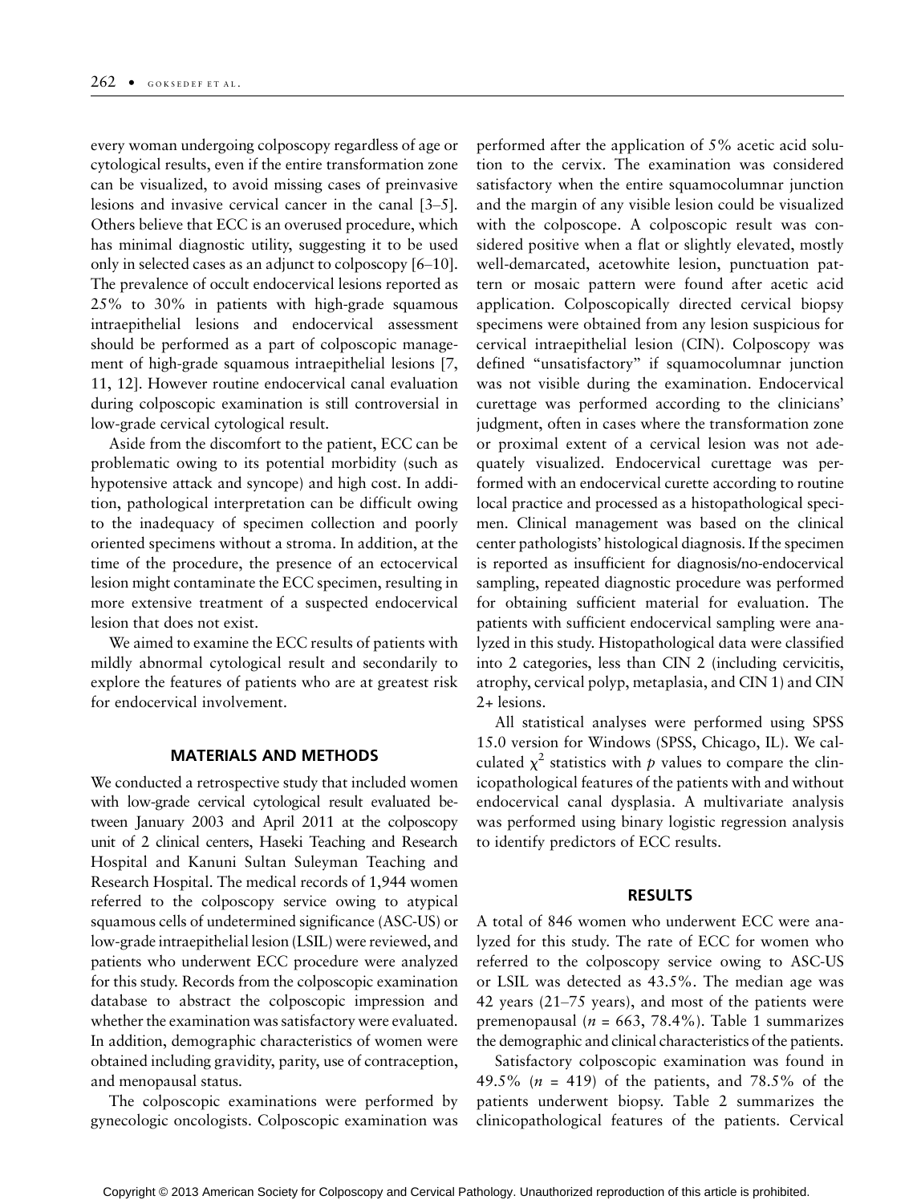every woman undergoing colposcopy regardless of age or cytological results, even if the entire transformation zone can be visualized, to avoid missing cases of preinvasive lesions and invasive cervical cancer in the canal [3–5]. Others believe that ECC is an overused procedure, which has minimal diagnostic utility, suggesting it to be used only in selected cases as an adjunct to colposcopy [6–10]. The prevalence of occult endocervical lesions reported as 25% to 30% in patients with high-grade squamous intraepithelial lesions and endocervical assessment should be performed as a part of colposcopic management of high-grade squamous intraepithelial lesions [7, 11, 12]. However routine endocervical canal evaluation during colposcopic examination is still controversial in low-grade cervical cytological result.

Aside from the discomfort to the patient, ECC can be problematic owing to its potential morbidity (such as hypotensive attack and syncope) and high cost. In addition, pathological interpretation can be difficult owing to the inadequacy of specimen collection and poorly oriented specimens without a stroma. In addition, at the time of the procedure, the presence of an ectocervical lesion might contaminate the ECC specimen, resulting in more extensive treatment of a suspected endocervical lesion that does not exist.

We aimed to examine the ECC results of patients with mildly abnormal cytological result and secondarily to explore the features of patients who are at greatest risk for endocervical involvement.

## MATERIALS AND METHODS

We conducted a retrospective study that included women with low-grade cervical cytological result evaluated between January 2003 and April 2011 at the colposcopy unit of 2 clinical centers, Haseki Teaching and Research Hospital and Kanuni Sultan Suleyman Teaching and Research Hospital. The medical records of 1,944 women referred to the colposcopy service owing to atypical squamous cells of undetermined significance (ASC-US) or low-grade intraepithelial lesion (LSIL) were reviewed, and patients who underwent ECC procedure were analyzed for this study. Records from the colposcopic examination database to abstract the colposcopic impression and whether the examination was satisfactory were evaluated. In addition, demographic characteristics of women were obtained including gravidity, parity, use of contraception, and menopausal status.

The colposcopic examinations were performed by gynecologic oncologists. Colposcopic examination was performed after the application of 5% acetic acid solution to the cervix. The examination was considered satisfactory when the entire squamocolumnar junction and the margin of any visible lesion could be visualized with the colposcope. A colposcopic result was considered positive when a flat or slightly elevated, mostly well-demarcated, acetowhite lesion, punctuation pattern or mosaic pattern were found after acetic acid application. Colposcopically directed cervical biopsy specimens were obtained from any lesion suspicious for cervical intraepithelial lesion (CIN). Colposcopy was defined "unsatisfactory" if squamocolumnar junction was not visible during the examination. Endocervical curettage was performed according to the clinicians' judgment, often in cases where the transformation zone or proximal extent of a cervical lesion was not adequately visualized. Endocervical curettage was performed with an endocervical curette according to routine local practice and processed as a histopathological specimen. Clinical management was based on the clinical center pathologists' histological diagnosis. If the specimen is reported as insufficient for diagnosis/no-endocervical sampling, repeated diagnostic procedure was performed for obtaining sufficient material for evaluation. The patients with sufficient endocervical sampling were analyzed in this study. Histopathological data were classified into 2 categories, less than CIN 2 (including cervicitis, atrophy, cervical polyp, metaplasia, and CIN 1) and CIN 2+ lesions.

All statistical analyses were performed using SPSS 15.0 version for Windows (SPSS, Chicago, IL). We calculated $\chi^2$ statistics with $p$ values to compare the clinicopathological features of the patients with and without endocervical canal dysplasia. A multivariate analysis was performed using binary logistic regression analysis to identify predictors of ECC results.

## RESULTS

A total of 846 women who underwent ECC were analyzed for this study. The rate of ECC for women who referred to the colposcopy service owing to ASC-US or LSIL was detected as 43.5%. The median age was 42 years (21–75 years), and most of the patients were premenopausal ($n$ = 663, 78.4%). Table 1 summarizes the demographic and clinical characteristics of the patients.

Satisfactory colposcopic examination was found in 49.5% ($n$ = 419) of the patients, and 78.5% of the patients underwent biopsy. Table 2 summarizes the clinicopathological features of the patients. Cervical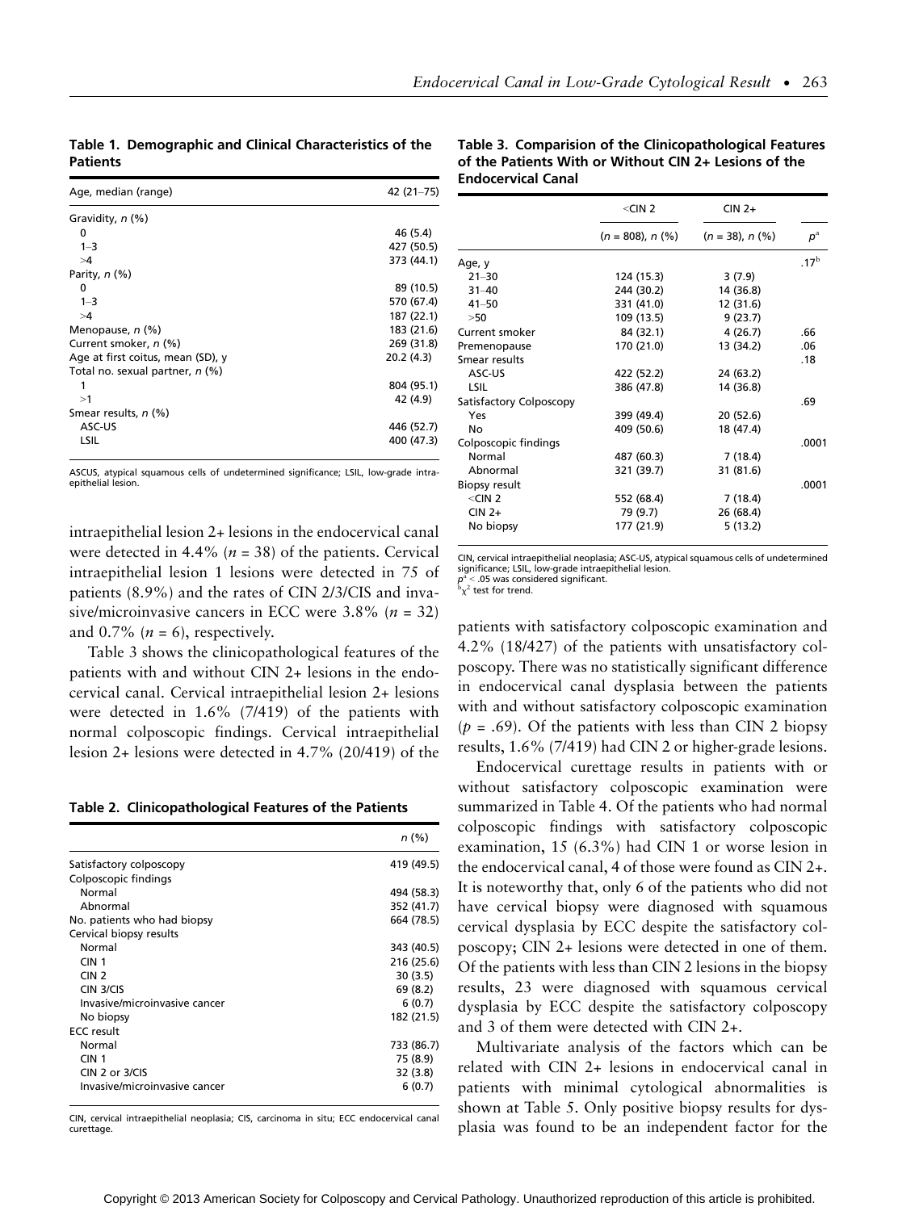**Table 1. Demographic and Clinical Characteristics of the Patients**

| Age, median (range) | 42 (21–75) |
|---|---|
| Gravidity, *n* (%) | |
| 0 | 46 (5.4) |
| 1–3 | 427 (50.5) |
| >4 | 373 (44.1) |
| Parity, *n* (%) | |
| 0 | 89 (10.5) |
| 1–3 | 570 (67.4) |
| >4 | 187 (22.1) |
| Menopause, *n* (%) | 183 (21.6) |
| Current smoker, *n* (%) | 269 (31.8) |
| Age at first coitus, mean (SD), y | 20.2 (4.3) |
| Total no. sexual partner, *n* (%) | |
| 1 | 804 (95.1) |
| >1 | 42 (4.9) |
| Smear results, *n* (%) | |
| ASC-US | 446 (52.7) |
| LSIL | 400 (47.3) |

ASCUS, atypical squamous cells of undetermined significance; LSIL, low-grade intraepithelial lesion.

intraepithelial lesion 2+ lesions in the endocervical canal were detected in 4.4% (*n* = 38) of the patients. Cervical intraepithelial lesion 1 lesions were detected in 75 of patients (8.9%) and the rates of CIN 2/3/CIS and invasive/microinvasive cancers in ECC were 3.8% (*n* = 32) and 0.7% (*n* = 6), respectively.

Table 3 shows the clinicopathological features of the patients with and without CIN 2+ lesions in the endocervical canal. Cervical intraepithelial lesion 2+ lesions were detected in 1.6% (7/419) of the patients with normal colposcopic findings. Cervical intraepithelial lesion 2+ lesions were detected in 4.7% (20/419) of the patients with satisfactory colposcopic examination and 4.2% (18/427) of the patients with unsatisfactory colposcopy. There was no statistically significant difference in endocervical canal dysplasia between the patients with and without satisfactory colposcopic examination ($p$ = .69). Of the patients with less than CIN 2 biopsy results, 1.6% (7/419) had CIN 2 or higher-grade lesions.

**Table 2. Clinicopathological Features of the Patients**

| | *n* (%) |
|---|---|
| Satisfactory colposcopy | 419 (49.5) |
| Colposcopic findings | |
| Normal | 494 (58.3) |
| Abnormal | 352 (41.7) |
| No. patients who had biopsy | 664 (78.5) |
| Cervical biopsy results | |
| Normal | 343 (40.5) |
| CIN 1 | 216 (25.6) |
| CIN 2 | 30 (3.5) |
| CIN 3/CIS | 69 (8.2) |
| Invasive/microinvasive cancer | 6 (0.7) |
| No biopsy | 182 (21.5) |
| ECC result | |
| Normal | 733 (86.7) |
| CIN 1 | 75 (8.9) |
| CIN 2 or 3/CIS | 32 (3.8) |
| Invasive/microinvasive cancer | 6 (0.7) |

CIN, cervical intraepithelial neoplasia; CIS, carcinoma in situ; ECC endocervical canal curettage.

**Table 3. Comparision of the Clinicopathological Features of the Patients With or Without CIN 2+ Lesions of the Endocervical Canal**

| | <CIN 2 | CIN 2+ | |
|---|---|---|---|
| | (*n* = 808), *n* (%) | (*n* = 38), *n* (%) | $p$[a] |
| Age, y | | | .17[b] |
| 21–30 | 124 (15.3) | 3 (7.9) | |
| 31–40 | 244 (30.2) | 14 (36.8) | |
| 41–50 | 331 (41.0) | 12 (31.6) | |
| >50 | 109 (13.5) | 9 (23.7) | |
| Current smoker | 84 (32.1) | 4 (26.7) | .66 |
| Premenopause | 170 (21.0) | 13 (34.2) | .06 |
| Smear results | | | .18 |
| ASC-US | 422 (52.2) | 24 (63.2) | |
| LSIL | 386 (47.8) | 14 (36.8) | |
| Satisfactory Colposcopy | | | .69 |
| Yes | 399 (49.4) | 20 (52.6) | |
| No | 409 (50.6) | 18 (47.4) | |
| Colposcopic findings | | | .0001 |
| Normal | 487 (60.3) | 7 (18.4) | |
| Abnormal | 321 (39.7) | 31 (81.6) | |
| Biopsy result | | | .0001 |
| <CIN 2 | 552 (68.4) | 7 (18.4) | |
| CIN 2+ | 79 (9.7) | 26 (68.4) | |
| No biopsy | 177 (21.9) | 5 (13.2) | |

CIN, cervical intraepithelial neoplasia; ASC-US, atypical squamous cells of undetermined significance; LSIL, low-grade intraepithelial lesion.
[a] $p < .05$ was considered significant.
[b] $\chi^2$ test for trend.

Endocervical curettage results in patients with or without satisfactory colposcopic examination were summarized in Table 4. Of the patients who had normal colposcopic findings with satisfactory colposcopic examination, 15 (6.3%) had CIN 1 or worse lesion in the endocervical canal, 4 of those were found as CIN 2+. It is noteworthy that, only 6 of the patients who did not have cervical biopsy were diagnosed with squamous cervical dysplasia by ECC despite the satisfactory colposcopy; CIN 2+ lesions were detected in one of them. Of the patients with less than CIN 2 lesions in the biopsy results, 23 were diagnosed with squamous cervical dysplasia by ECC despite the satisfactory colposcopy and 3 of them were detected with CIN 2+.

Multivariate analysis of the factors which can be related with CIN 2+ lesions in endocervical canal in patients with minimal cytological abnormalities is shown at Table 5. Only positive biopsy results for dysplasia was found to be an independent factor for the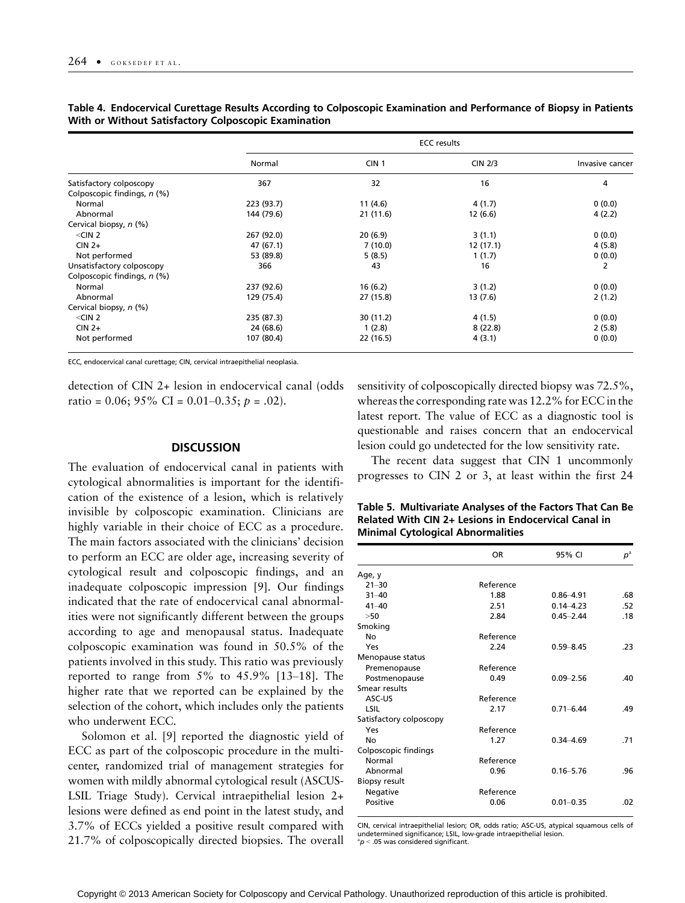**Table 4. Endocervical Curettage Results According to Colposcopic Examination and Performance of Biopsy in Patients With or Without Satisfactory Colposcopic Examination**

| | ECC results | | | |
|---|---|---|---|---|
| | Normal | CIN 1 | CIN 2/3 | Invasive cancer |
| Satisfactory colposcopy | 367 | 32 | 16 | 4 |
| Colposcopic findings, *n* (%) | | | | |
| Normal | 223 (93.7) | 11 (4.6) | 4 (1.7) | 0 (0.0) |
| Abnormal | 144 (79.6) | 21 (11.6) | 12 (6.6) | 4 (2.2) |
| Cervical biopsy, *n* (%) | | | | |
| <CIN 2 | 267 (92.0) | 20 (6.9) | 3 (1.1) | 0 (0.0) |
| CIN 2+ | 47 (67.1) | 7 (10.0) | 12 (17.1) | 4 (5.8) |
| Not performed | 53 (89.8) | 5 (8.5) | 1 (1.7) | 0 (0.0) |
| Unsatisfactory colposcopy | 366 | 43 | 16 | 2 |
| Colposcopic findings, *n* (%) | | | | |
| Normal | 237 (92.6) | 16 (6.2) | 3 (1.2) | 0 (0.0) |
| Abnormal | 129 (75.4) | 27 (15.8) | 13 (7.6) | 2 (1.2) |
| Cervical biopsy, *n* (%) | | | | |
| <CIN 2 | 235 (87.3) | 30 (11.2) | 4 (1.5) | 0 (0.0) |
| CIN 2+ | 24 (68.6) | 1 (2.8) | 8 (22.8) | 2 (5.8) |
| Not performed | 107 (80.4) | 22 (16.5) | 4 (3.1) | 0 (0.0) |

ECC, endocervical canal curettage; CIN, cervical intraepithelial neoplasia.

detection of CIN 2+ lesion in endocervical canal (odds ratio = 0.06; 95% CI = 0.01–0.35; $p = .02$).

## DISCUSSION

The evaluation of endocervical canal in patients with cytological abnormalities is important for the identification of the existence of a lesion, which is relatively invisible by colposcopic examination. Clinicians are highly variable in their choice of ECC as a procedure. The main factors associated with the clinicians' decision to perform an ECC are older age, increasing severity of cytological result and colposcopic findings, and an inadequate colposcopic impression [9]. Our findings indicated that the rate of endocervical canal abnormalities were not significantly different between the groups according to age and menopausal status. Inadequate colposcopic examination was found in 50.5% of the patients involved in this study. This ratio was previously reported to range from 5% to 45.9% [13–18]. The higher rate that we reported can be explained by the selection of the cohort, which includes only the patients who underwent ECC.

Solomon et al. [9] reported the diagnostic yield of ECC as part of the colposcopic procedure in the multicenter, randomized trial of management strategies for women with mildly abnormal cytological result (ASCUS-LSIL Triage Study). Cervical intraepithelial lesion 2+ lesions were defined as end point in the latest study, and 3.7% of ECCs yielded a positive result compared with 21.7% of colposcopically directed biopsies. The overall sensitivity of colposcopically directed biopsy was 72.5%, whereas the corresponding rate was 12.2% for ECC in the latest report. The value of ECC as a diagnostic tool is questionable and raises concern that an endocervical lesion could go undetected for the low sensitivity rate.

The recent data suggest that CIN 1 uncommonly progresses to CIN 2 or 3, at least within the first 24

**Table 5. Multivariate Analyses of the Factors That Can Be Related With CIN 2+ Lesions in Endocervical Canal in Minimal Cytological Abnormalities**

| | OR | 95% CI | $p$[a] |
|---|---|---|---|
| Age, y | | | |
| 21–30 | Reference | | |
| 31–40 | 1.88 | 0.86–4.91 | .68 |
| 41–40 | 2.51 | 0.14–4.23 | .52 |
| >50 | 2.84 | 0.45–2.44 | .18 |
| Smoking | | | |
| No | Reference | | |
| Yes | 2.24 | 0.59–8.45 | .23 |
| Menopause status | | | |
| Premenopause | Reference | | |
| Postmenopause | 0.49 | 0.09–2.56 | .40 |
| Smear results | | | |
| ASC-US | Reference | | |
| LSIL | 2.17 | 0.71–6.44 | .49 |
| Satisfactory colposcopy | | | |
| Yes | Reference | | |
| No | 1.27 | 0.34–4.69 | .71 |
| Colposcopic findings | | | |
| Normal | Reference | | |
| Abnormal | 0.96 | 0.16–5.76 | .96 |
| Biopsy result | | | |
| Negative | Reference | | |
| Positive | 0.06 | 0.01–0.35 | .02 |

CIN, cervical intraepithelial lesion; OR, odds ratio; ASC-US, atypical squamous cells of undetermined significance; LSIL, low-grade intraepithelial lesion.
[a]$p < .05$ was considered significant.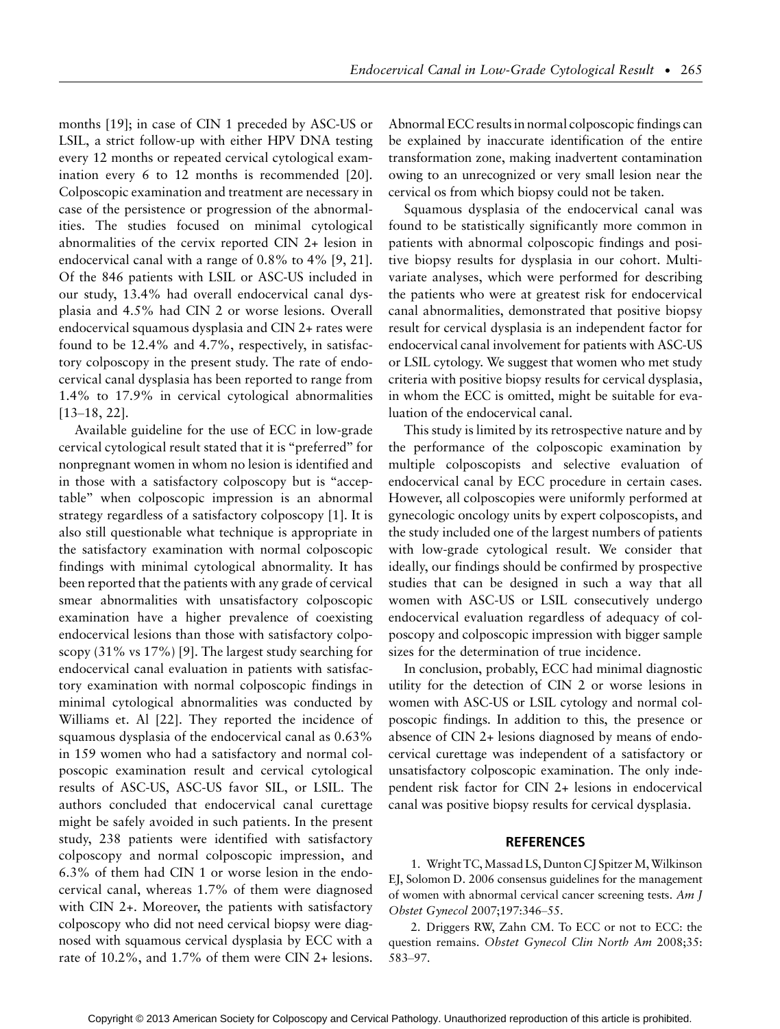months [19]; in case of CIN 1 preceded by ASC-US or LSIL, a strict follow-up with either HPV DNA testing every 12 months or repeated cervical cytological examination every 6 to 12 months is recommended [20]. Colposcopic examination and treatment are necessary in case of the persistence or progression of the abnormalities. The studies focused on minimal cytological abnormalities of the cervix reported CIN 2+ lesion in endocervical canal with a range of 0.8% to 4% [9, 21]. Of the 846 patients with LSIL or ASC-US included in our study, 13.4% had overall endocervical canal dysplasia and 4.5% had CIN 2 or worse lesions. Overall endocervical squamous dysplasia and CIN 2+ rates were found to be 12.4% and 4.7%, respectively, in satisfactory colposcopy in the present study. The rate of endocervical canal dysplasia has been reported to range from 1.4% to 17.9% in cervical cytological abnormalities [13–18, 22].

Available guideline for the use of ECC in low-grade cervical cytological result stated that it is "preferred" for nonpregnant women in whom no lesion is identified and in those with a satisfactory colposcopy but is "acceptable" when colposcopic impression is an abnormal strategy regardless of a satisfactory colposcopy [1]. It is also still questionable what technique is appropriate in the satisfactory examination with normal colposcopic findings with minimal cytological abnormality. It has been reported that the patients with any grade of cervical smear abnormalities with unsatisfactory colposcopic examination have a higher prevalence of coexisting endocervical lesions than those with satisfactory colposcopy (31% vs 17%) [9]. The largest study searching for endocervical canal evaluation in patients with satisfactory examination with normal colposcopic findings in minimal cytological abnormalities was conducted by Williams et. Al [22]. They reported the incidence of squamous dysplasia of the endocervical canal as 0.63% in 159 women who had a satisfactory and normal colposcopic examination result and cervical cytological results of ASC-US, ASC-US favor SIL, or LSIL. The authors concluded that endocervical canal curettage might be safely avoided in such patients. In the present study, 238 patients were identified with satisfactory colposcopy and normal colposcopic impression, and 6.3% of them had CIN 1 or worse lesion in the endocervical canal, whereas 1.7% of them were diagnosed with CIN 2+. Moreover, the patients with satisfactory colposcopy who did not need cervical biopsy were diagnosed with squamous cervical dysplasia by ECC with a rate of 10.2%, and 1.7% of them were CIN 2+ lesions.

Abnormal ECC results in normal colposcopic findings can be explained by inaccurate identification of the entire transformation zone, making inadvertent contamination owing to an unrecognized or very small lesion near the cervical os from which biopsy could not be taken.

Squamous dysplasia of the endocervical canal was found to be statistically significantly more common in patients with abnormal colposcopic findings and positive biopsy results for dysplasia in our cohort. Multivariate analyses, which were performed for describing the patients who were at greatest risk for endocervical canal abnormalities, demonstrated that positive biopsy result for cervical dysplasia is an independent factor for endocervical canal involvement for patients with ASC-US or LSIL cytology. We suggest that women who met study criteria with positive biopsy results for cervical dysplasia, in whom the ECC is omitted, might be suitable for evaluation of the endocervical canal.

This study is limited by its retrospective nature and by the performance of the colposcopic examination by multiple colposcopists and selective evaluation of endocervical canal by ECC procedure in certain cases. However, all colposcopies were uniformly performed at gynecologic oncology units by expert colposcopists, and the study included one of the largest numbers of patients with low-grade cytological result. We consider that ideally, our findings should be confirmed by prospective studies that can be designed in such a way that all women with ASC-US or LSIL consecutively undergo endocervical evaluation regardless of adequacy of colposcopy and colposcopic impression with bigger sample sizes for the determination of true incidence.

In conclusion, probably, ECC had minimal diagnostic utility for the detection of CIN 2 or worse lesions in women with ASC-US or LSIL cytology and normal colposcopic findings. In addition to this, the presence or absence of CIN 2+ lesions diagnosed by means of endocervical curettage was independent of a satisfactory or unsatisfactory colposcopic examination. The only independent risk factor for CIN 2+ lesions in endocervical canal was positive biopsy results for cervical dysplasia.

## REFERENCES

1. Wright TC, Massad LS, Dunton CJ Spitzer M, Wilkinson EJ, Solomon D. 2006 consensus guidelines for the management of women with abnormal cervical cancer screening tests. *Am J Obstet Gynecol* 2007;197:346–55.

2. Driggers RW, Zahn CM. To ECC or not to ECC: the question remains. *Obstet Gynecol Clin North Am* 2008;35: 583–97.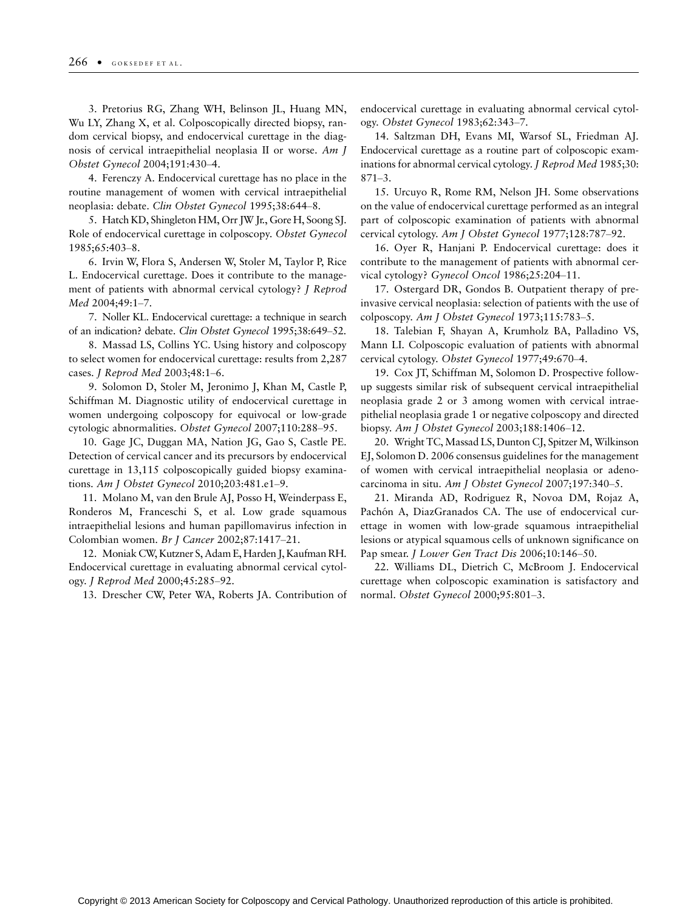3. Pretorius RG, Zhang WH, Belinson JL, Huang MN, Wu LY, Zhang X, et al. Colposcopically directed biopsy, random cervical biopsy, and endocervical curettage in the diagnosis of cervical intraepithelial neoplasia II or worse. *Am J Obstet Gynecol* 2004;191:430–4.

4. Ferenczy A. Endocervical curettage has no place in the routine management of women with cervical intraepithelial neoplasia: debate. *Clin Obstet Gynecol* 1995;38:644–8.

5. Hatch KD, Shingleton HM, Orr JW Jr., Gore H, Soong SJ. Role of endocervical curettage in colposcopy. *Obstet Gynecol* 1985;65:403–8.

6. Irvin W, Flora S, Andersen W, Stoler M, Taylor P, Rice L. Endocervical curettage. Does it contribute to the management of patients with abnormal cervical cytology? *J Reprod Med* 2004;49:1–7.

7. Noller KL. Endocervical curettage: a technique in search of an indication? debate. *Clin Obstet Gynecol* 1995;38:649–52.

8. Massad LS, Collins YC. Using history and colposcopy to select women for endocervical curettage: results from 2,287 cases. *J Reprod Med* 2003;48:1–6.

9. Solomon D, Stoler M, Jeronimo J, Khan M, Castle P, Schiffman M. Diagnostic utility of endocervical curettage in women undergoing colposcopy for equivocal or low-grade cytologic abnormalities. *Obstet Gynecol* 2007;110:288–95.

10. Gage JC, Duggan MA, Nation JG, Gao S, Castle PE. Detection of cervical cancer and its precursors by endocervical curettage in 13,115 colposcopically guided biopsy examinations. *Am J Obstet Gynecol* 2010;203:481.e1–9.

11. Molano M, van den Brule AJ, Posso H, Weinderpass E, Ronderos M, Franceschi S, et al. Low grade squamous intraepithelial lesions and human papillomavirus infection in Colombian women. *Br J Cancer* 2002;87:1417–21.

12. Moniak CW, Kutzner S, Adam E, Harden J, Kaufman RH. Endocervical curettage in evaluating abnormal cervical cytology. *J Reprod Med* 2000;45:285–92.

13. Drescher CW, Peter WA, Roberts JA. Contribution of endocervical curettage in evaluating abnormal cervical cytology. *Obstet Gynecol* 1983;62:343–7.

14. Saltzman DH, Evans MI, Warsof SL, Friedman AJ. Endocervical curettage as a routine part of colposcopic examinations for abnormal cervical cytology. *J Reprod Med* 1985;30:871–3.

15. Urcuyo R, Rome RM, Nelson JH. Some observations on the value of endocervical curettage performed as an integral part of colposcopic examination of patients with abnormal cervical cytology. *Am J Obstet Gynecol* 1977;128:787–92.

16. Oyer R, Hanjani P. Endocervical curettage: does it contribute to the management of patients with abnormal cervical cytology? *Gynecol Oncol* 1986;25:204–11.

17. Ostergard DR, Gondos B. Outpatient therapy of preinvasive cervical neoplasia: selection of patients with the use of colposcopy. *Am J Obstet Gynecol* 1973;115:783–5.

18. Talebian F, Shayan A, Krumholz BA, Palladino VS, Mann LI. Colposcopic evaluation of patients with abnormal cervical cytology. *Obstet Gynecol* 1977;49:670–4.

19. Cox JT, Schiffman M, Solomon D. Prospective follow-up suggests similar risk of subsequent cervical intraepithelial neoplasia grade 2 or 3 among women with cervical intraepithelial neoplasia grade 1 or negative colposcopy and directed biopsy. *Am J Obstet Gynecol* 2003;188:1406–12.

20. Wright TC, Massad LS, Dunton CJ, Spitzer M, Wilkinson EJ, Solomon D. 2006 consensus guidelines for the management of women with cervical intraepithelial neoplasia or adenocarcinoma in situ. *Am J Obstet Gynecol* 2007;197:340–5.

21. Miranda AD, Rodriguez R, Novoa DM, Rojaz A, Pachón A, DiazGranados CA. The use of endocervical curettage in women with low-grade squamous intraepithelial lesions or atypical squamous cells of unknown significance on Pap smear. *J Lower Gen Tract Dis* 2006;10:146–50.

22. Williams DL, Dietrich C, McBroom J. Endocervical curettage when colposcopic examination is satisfactory and normal. *Obstet Gynecol* 2000;95:801–3.

Copyright © 2013 American Society for Colposcopy and Cervical Pathology. Unauthorized reproduction of this article is prohibited.